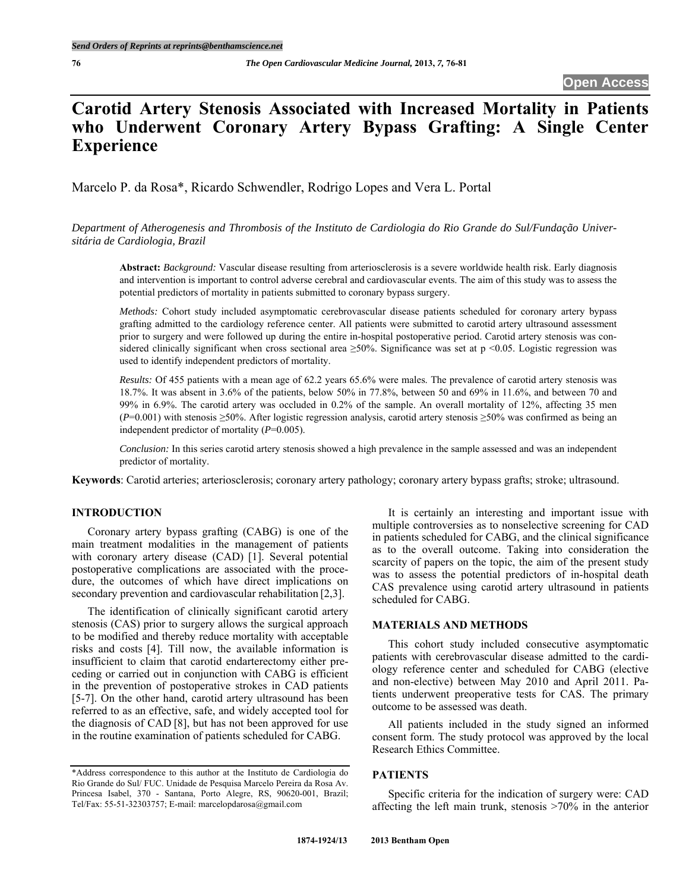# Carotid Artery Stenosis Associated with Increased Mortality in Patients who Underwent Coronary Artery Bypass Grafting: A Single Center Experience

Marcelo P. da Rosa*, Ricardo Schwendler, Rodrigo Lopes and Vera L. Portal

*Department of Atherogenesis and Thrombosis of the Instituto de Cardiologia do Rio Grande do Sul/Fundação Universitária de Cardiologia, Brazil*

**Abstract:** *Background:* Vascular disease resulting from arteriosclerosis is a severe worldwide health risk. Early diagnosis and intervention is important to control adverse cerebral and cardiovascular events. The aim of this study was to assess the potential predictors of mortality in patients submitted to coronary bypass surgery.

*Methods:* Cohort study included asymptomatic cerebrovascular disease patients scheduled for coronary artery bypass grafting admitted to the cardiology reference center. All patients were submitted to carotid artery ultrasound assessment prior to surgery and were followed up during the entire in-hospital postoperative period. Carotid artery stenosis was considered clinically significant when cross sectional area ≥50%. Significance was set at $p < 0.05$. Logistic regression was used to identify independent predictors of mortality.

*Results:* Of 455 patients with a mean age of 62.2 years 65.6% were males. The prevalence of carotid artery stenosis was 18.7%. It was absent in 3.6% of the patients, below 50% in 77.8%, between 50 and 69% in 11.6%, and between 70 and 99% in 6.9%. The carotid artery was occluded in 0.2% of the sample. An overall mortality of 12%, affecting 35 men ($P$=0.001) with stenosis ≥50%. After logistic regression analysis, carotid artery stenosis ≥50% was confirmed as being an independent predictor of mortality ($P$=0.005).

*Conclusion:* In this series carotid artery stenosis showed a high prevalence in the sample assessed and was an independent predictor of mortality.

**Keywords**: Carotid arteries; arteriosclerosis; coronary artery pathology; coronary artery bypass grafts; stroke; ultrasound.

## INTRODUCTION

Coronary artery bypass grafting (CABG) is one of the main treatment modalities in the management of patients with coronary artery disease (CAD) [1]. Several potential postoperative complications are associated with the procedure, the outcomes of which have direct implications on secondary prevention and cardiovascular rehabilitation [2,3].

The identification of clinically significant carotid artery stenosis (CAS) prior to surgery allows the surgical approach to be modified and thereby reduce mortality with acceptable risks and costs [4]. Till now, the available information is insufficient to claim that carotid endarterectomy either preceding or carried out in conjunction with CABG is efficient in the prevention of postoperative strokes in CAD patients [5-7]. On the other hand, carotid artery ultrasound has been referred to as an effective, safe, and widely accepted tool for the diagnosis of CAD [8], but has not been approved for use in the routine examination of patients scheduled for CABG.

It is certainly an interesting and important issue with multiple controversies as to nonselective screening for CAD in patients scheduled for CABG, and the clinical significance as to the overall outcome. Taking into consideration the scarcity of papers on the topic, the aim of the present study was to assess the potential predictors of in-hospital death CAS prevalence using carotid artery ultrasound in patients scheduled for CABG.

## MATERIALS AND METHODS

This cohort study included consecutive asymptomatic patients with cerebrovascular disease admitted to the cardiology reference center and scheduled for CABG (elective and non-elective) between May 2010 and April 2011. Patients underwent preoperative tests for CAS. The primary outcome to be assessed was death.

All patients included in the study signed an informed consent form. The study protocol was approved by the local Research Ethics Committee.

## PATIENTS

Specific criteria for the indication of surgery were: CAD affecting the left main trunk, stenosis >70% in the anterior

\*Address correspondence to this author at the Instituto de Cardiologia do Rio Grande do Sul/ FUC. Unidade de Pesquisa Marcelo Pereira da Rosa Av. Princesa Isabel, 370 - Santana, Porto Alegre, RS, 90620-001, Brazil; Tel/Fax: 55-51-32303757; E-mail: marcelopdarosa@gmail.com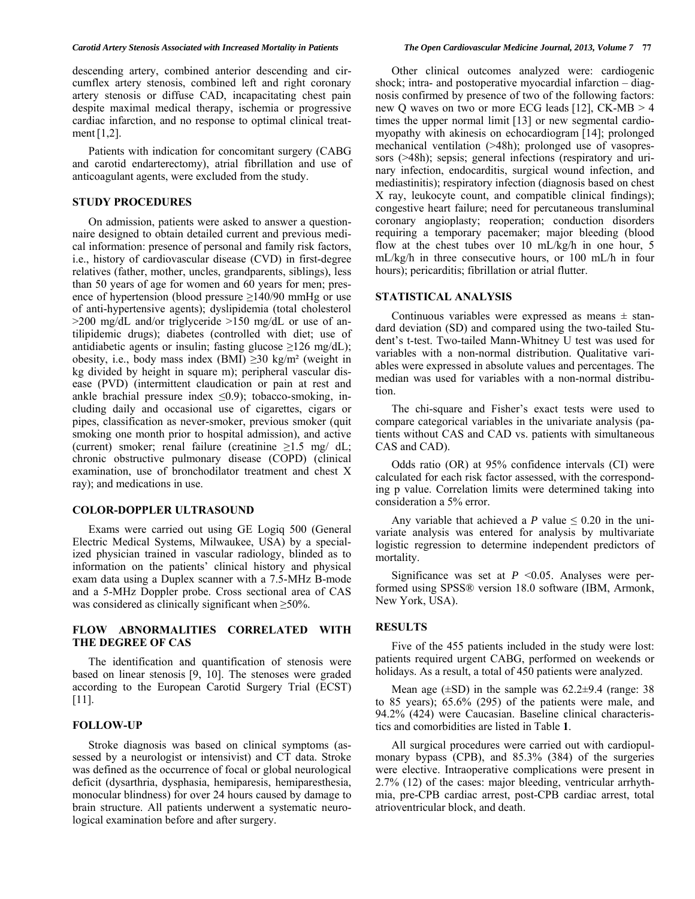descending artery, combined anterior descending and circumflex artery stenosis, combined left and right coronary artery stenosis or diffuse CAD, incapacitating chest pain despite maximal medical therapy, ischemia or progressive cardiac infarction, and no response to optimal clinical treatment [1,2].

Patients with indication for concomitant surgery (CABG and carotid endarterectomy), atrial fibrillation and use of anticoagulant agents, were excluded from the study.

## STUDY PROCEDURES

On admission, patients were asked to answer a questionnaire designed to obtain detailed current and previous medical information: presence of personal and family risk factors, i.e., history of cardiovascular disease (CVD) in first-degree relatives (father, mother, uncles, grandparents, siblings), less than 50 years of age for women and 60 years for men; presence of hypertension (blood pressure ≥140/90 mmHg or use of anti-hypertensive agents); dyslipidemia (total cholesterol >200 mg/dL and/or triglyceride >150 mg/dL or use of antilipidemic drugs); diabetes (controlled with diet; use of antidiabetic agents or insulin; fasting glucose ≥126 mg/dL); obesity, i.e., body mass index (BMI) ≥30 kg/m² (weight in kg divided by height in square m); peripheral vascular disease (PVD) (intermittent claudication or pain at rest and ankle brachial pressure index ≤0.9); tobacco-smoking, including daily and occasional use of cigarettes, cigars or pipes, classification as never-smoker, previous smoker (quit smoking one month prior to hospital admission), and active (current) smoker; renal failure (creatinine ≥1.5 mg/ dL; chronic obstructive pulmonary disease (COPD) (clinical examination, use of bronchodilator treatment and chest X ray); and medications in use.

## COLOR-DOPPLER ULTRASOUND

Exams were carried out using GE Logiq 500 (General Electric Medical Systems, Milwaukee, USA) by a specialized physician trained in vascular radiology, blinded as to information on the patients' clinical history and physical exam data using a Duplex scanner with a 7.5-MHz B-mode and a 5-MHz Doppler probe. Cross sectional area of CAS was considered as clinically significant when ≥50%.

## FLOW ABNORMALITIES CORRELATED WITH THE DEGREE OF CAS

The identification and quantification of stenosis were based on linear stenosis [9, 10]. The stenoses were graded according to the European Carotid Surgery Trial (ECST) [11].

## FOLLOW-UP

Stroke diagnosis was based on clinical symptoms (assessed by a neurologist or intensivist) and CT data. Stroke was defined as the occurrence of focal or global neurological deficit (dysarthria, dysphasia, hemiparesis, hemiparesthesia, monocular blindness) for over 24 hours caused by damage to brain structure. All patients underwent a systematic neurological examination before and after surgery.

Other clinical outcomes analyzed were: cardiogenic shock; intra- and postoperative myocardial infarction – diagnosis confirmed by presence of two of the following factors: new Q waves on two or more ECG leads [12], CK-MB > 4 times the upper normal limit [13] or new segmental cardiomyopathy with akinesis on echocardiogram [14]; prolonged mechanical ventilation (>48h); prolonged use of vasopressors (>48h); sepsis; general infections (respiratory and urinary infection, endocarditis, surgical wound infection, and mediastinitis); respiratory infection (diagnosis based on chest X ray, leukocyte count, and compatible clinical findings); congestive heart failure; need for percutaneous transluminal coronary angioplasty; reoperation; conduction disorders requiring a temporary pacemaker; major bleeding (blood flow at the chest tubes over 10 mL/kg/h in one hour, 5 mL/kg/h in three consecutive hours, or 100 mL/h in four hours); pericarditis; fibrillation or atrial flutter.

## STATISTICAL ANALYSIS

Continuous variables were expressed as means ± standard deviation (SD) and compared using the two-tailed Student's t-test. Two-tailed Mann-Whitney U test was used for variables with a non-normal distribution. Qualitative variables were expressed in absolute values and percentages. The median was used for variables with a non-normal distribution.

The chi-square and Fisher's exact tests were used to compare categorical variables in the univariate analysis (patients without CAS and CAD vs. patients with simultaneous CAS and CAD).

Odds ratio (OR) at 95% confidence intervals (CI) were calculated for each risk factor assessed, with the corresponding p value. Correlation limits were determined taking into consideration a 5% error.

Any variable that achieved a $P \leq 0.20$ in the univariate analysis was entered for analysis by multivariate logistic regression to determine independent predictors of mortality.

Significance was set at $P < 0.05$. Analyses were performed using SPSS® version 18.0 software (IBM, Armonk, New York, USA).

## RESULTS

Five of the 455 patients included in the study were lost: patients required urgent CABG, performed on weekends or holidays. As a result, a total of 450 patients were analyzed.

Mean age (±SD) in the sample was 62.2±9.4 (range: 38 to 85 years); 65.6% (295) of the patients were male, and 94.2% (424) were Caucasian. Baseline clinical characteristics and comorbidities are listed in Table **1**.

All surgical procedures were carried out with cardiopulmonary bypass (CPB), and 85.3% (384) of the surgeries were elective. Intraoperative complications were present in 2.7% (12) of the cases: major bleeding, ventricular arrhythmia, pre-CPB cardiac arrest, post-CPB cardiac arrest, total atrioventricular block, and death.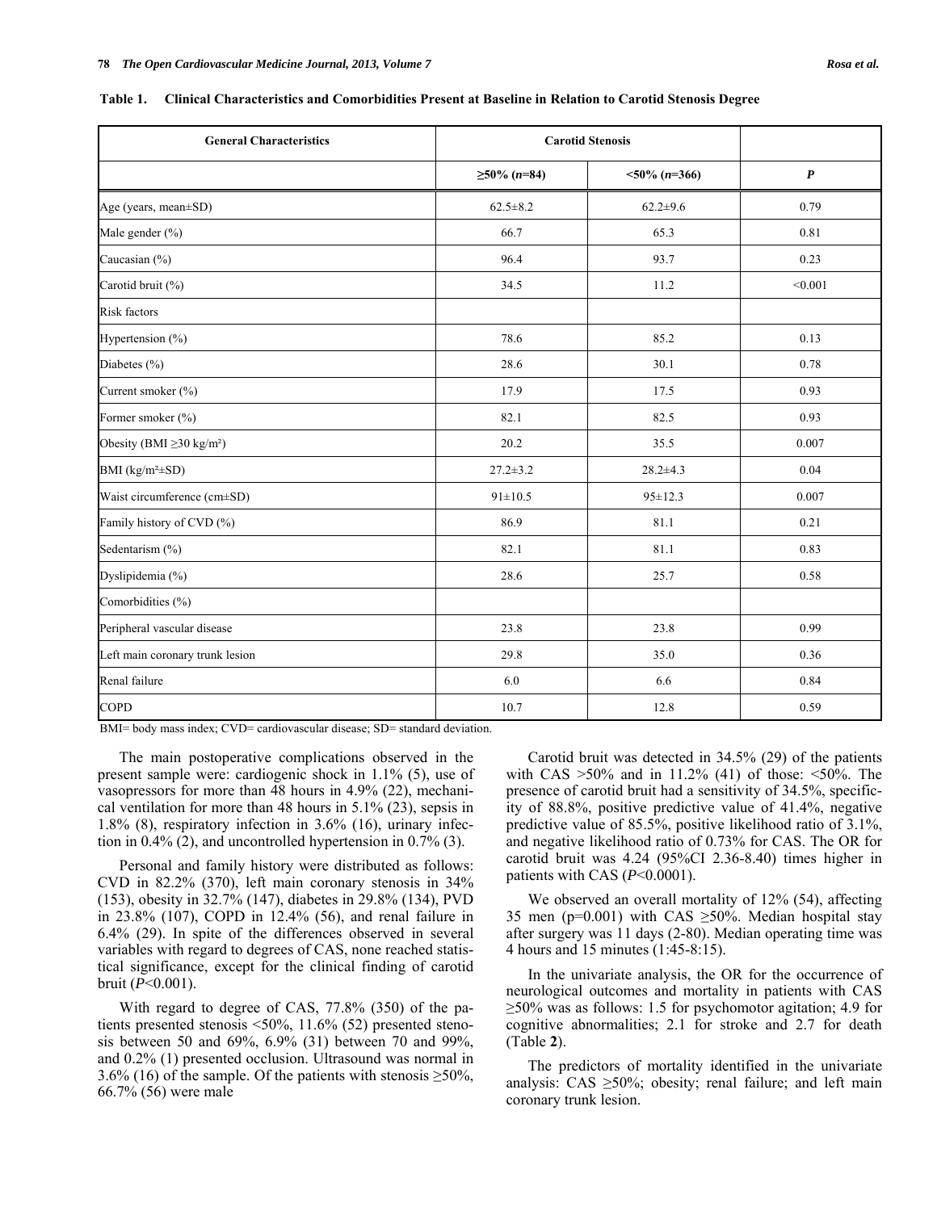**Table 1. Clinical Characteristics and Comorbidities Present at Baseline in Relation to Carotid Stenosis Degree**

| General Characteristics | Carotid Stenosis | | |
|---|---|---|---|
| | ≥50% (*n*=84) | <50% (*n*=366) | *P* |
| Age (years, mean±SD) | 62.5±8.2 | 62.2±9.6 | 0.79 |
| Male gender (%) | 66.7 | 65.3 | 0.81 |
| Caucasian (%) | 96.4 | 93.7 | 0.23 |
| Carotid bruit (%) | 34.5 | 11.2 | <0.001 |
| Risk factors | | | |
| Hypertension (%) | 78.6 | 85.2 | 0.13 |
| Diabetes (%) | 28.6 | 30.1 | 0.78 |
| Current smoker (%) | 17.9 | 17.5 | 0.93 |
| Former smoker (%) | 82.1 | 82.5 | 0.93 |
| Obesity (BMI ≥30 kg/m²) | 20.2 | 35.5 | 0.007 |
| BMI (kg/m²±SD) | 27.2±3.2 | 28.2±4.3 | 0.04 |
| Waist circumference (cm±SD) | 91±10.5 | 95±12.3 | 0.007 |
| Family history of CVD (%) | 86.9 | 81.1 | 0.21 |
| Sedentarism (%) | 82.1 | 81.1 | 0.83 |
| Dyslipidemia (%) | 28.6 | 25.7 | 0.58 |
| Comorbidities (%) | | | |
| Peripheral vascular disease | 23.8 | 23.8 | 0.99 |
| Left main coronary trunk lesion | 29.8 | 35.0 | 0.36 |
| Renal failure | 6.0 | 6.6 | 0.84 |
| COPD | 10.7 | 12.8 | 0.59 |

BMI= body mass index; CVD= cardiovascular disease; SD= standard deviation.

The main postoperative complications observed in the present sample were: cardiogenic shock in 1.1% (5), use of vasopressors for more than 48 hours in 4.9% (22), mechanical ventilation for more than 48 hours in 5.1% (23), sepsis in 1.8% (8), respiratory infection in 3.6% (16), urinary infection in 0.4% (2), and uncontrolled hypertension in 0.7% (3).

Personal and family history were distributed as follows: CVD in 82.2% (370), left main coronary stenosis in 34% (153), obesity in 32.7% (147), diabetes in 29.8% (134), PVD in 23.8% (107), COPD in 12.4% (56), and renal failure in 6.4% (29). In spite of the differences observed in several variables with regard to degrees of CAS, none reached statistical significance, except for the clinical finding of carotid bruit (*P*<0.001).

With regard to degree of CAS, 77.8% (350) of the patients presented stenosis <50%, 11.6% (52) presented stenosis between 50 and 69%, 6.9% (31) between 70 and 99%, and 0.2% (1) presented occlusion. Ultrasound was normal in 3.6% (16) of the sample. Of the patients with stenosis ≥50%, 66.7% (56) were male

Carotid bruit was detected in 34.5% (29) of the patients with CAS >50% and in 11.2% (41) of those: <50%. The presence of carotid bruit had a sensitivity of 34.5%, specificity of 88.8%, positive predictive value of 41.4%, negative predictive value of 85.5%, positive likelihood ratio of 3.1%, and negative likelihood ratio of 0.73% for CAS. The OR for carotid bruit was 4.24 (95%CI 2.36-8.40) times higher in patients with CAS (*P*<0.0001).

We observed an overall mortality of 12% (54), affecting 35 men (p=0.001) with CAS ≥50%. Median hospital stay after surgery was 11 days (2-80). Median operating time was 4 hours and 15 minutes (1:45-8:15).

In the univariate analysis, the OR for the occurrence of neurological outcomes and mortality in patients with CAS ≥50% was as follows: 1.5 for psychomotor agitation; 4.9 for cognitive abnormalities; 2.1 for stroke and 2.7 for death (Table **2**).

The predictors of mortality identified in the univariate analysis: CAS ≥50%; obesity; renal failure; and left main coronary trunk lesion.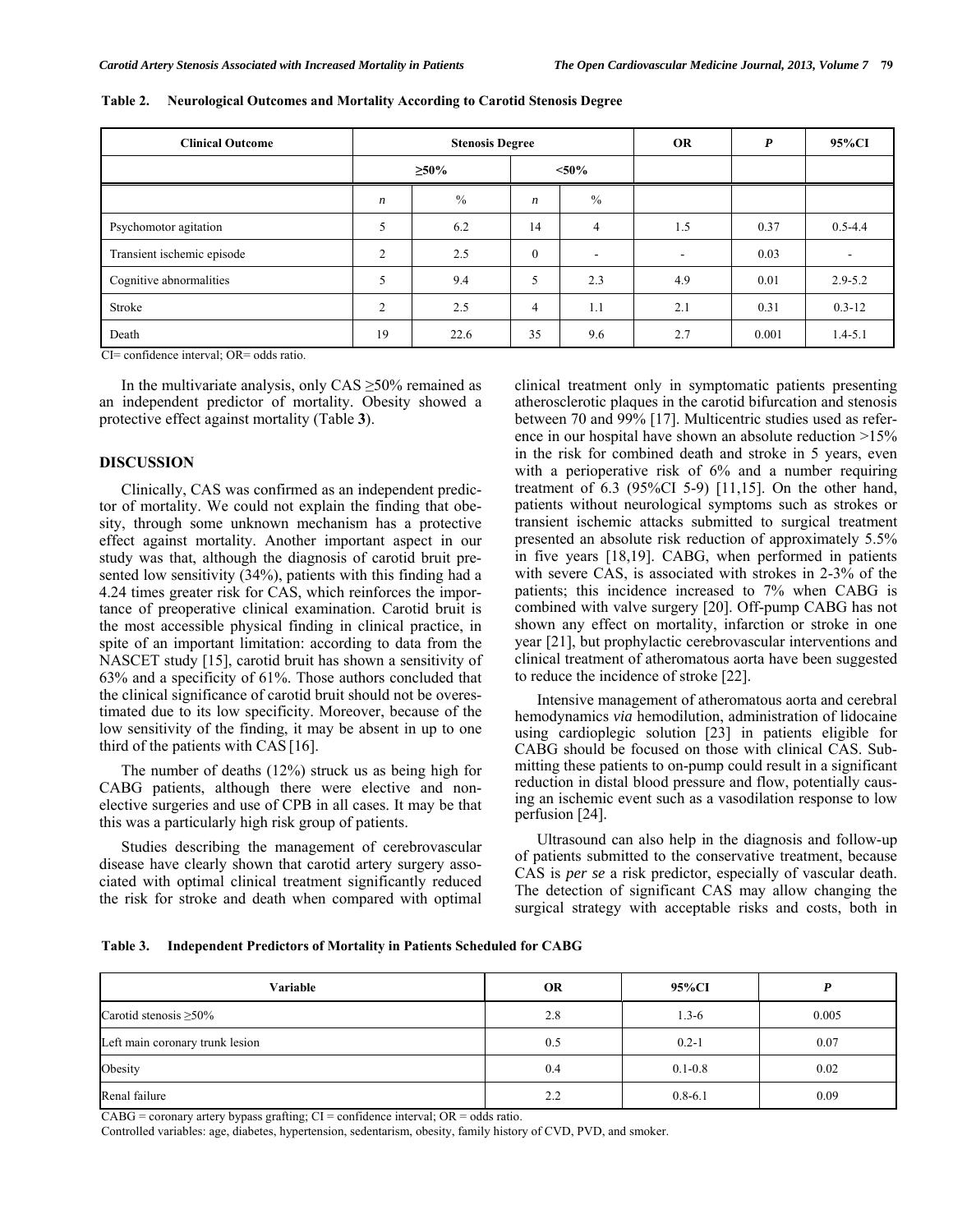**Table 2. Neurological Outcomes and Mortality According to Carotid Stenosis Degree**

| Clinical Outcome | Stenosis Degree | | | | OR | *P* | 95%CI |
|---|---|---|---|---|---|---|---|
| | ≥50% | | <50% | | | | |
| | *n* | % | *n* | % | | | |
| Psychomotor agitation | 5 | 6.2 | 14 | 4 | 1.5 | 0.37 | 0.5-4.4 |
| Transient ischemic episode | 2 | 2.5 | 0 | - | - | 0.03 | - |
| Cognitive abnormalities | 5 | 9.4 | 5 | 2.3 | 4.9 | 0.01 | 2.9-5.2 |
| Stroke | 2 | 2.5 | 4 | 1.1 | 2.1 | 0.31 | 0.3-12 |
| Death | 19 | 22.6 | 35 | 9.6 | 2.7 | 0.001 | 1.4-5.1 |

CI= confidence interval; OR= odds ratio.

In the multivariate analysis, only CAS ≥50% remained as an independent predictor of mortality. Obesity showed a protective effect against mortality (Table **3**).

## DISCUSSION

Clinically, CAS was confirmed as an independent predictor of mortality. We could not explain the finding that obesity, through some unknown mechanism has a protective effect against mortality. Another important aspect in our study was that, although the diagnosis of carotid bruit presented low sensitivity (34%), patients with this finding had a 4.24 times greater risk for CAS, which reinforces the importance of preoperative clinical examination. Carotid bruit is the most accessible physical finding in clinical practice, in spite of an important limitation: according to data from the NASCET study [15], carotid bruit has shown a sensitivity of 63% and a specificity of 61%. Those authors concluded that the clinical significance of carotid bruit should not be overestimated due to its low specificity. Moreover, because of the low sensitivity of the finding, it may be absent in up to one third of the patients with CAS [16].

The number of deaths (12%) struck us as being high for CABG patients, although there were elective and non-elective surgeries and use of CPB in all cases. It may be that this was a particularly high risk group of patients.

Studies describing the management of cerebrovascular disease have clearly shown that carotid artery surgery associated with optimal clinical treatment significantly reduced the risk for stroke and death when compared with optimal clinical treatment only in symptomatic patients presenting atherosclerotic plaques in the carotid bifurcation and stenosis between 70 and 99% [17]. Multicentric studies used as reference in our hospital have shown an absolute reduction >15% in the risk for combined death and stroke in 5 years, even with a perioperative risk of 6% and a number requiring treatment of 6.3 (95%CI 5-9) [11,15]. On the other hand, patients without neurological symptoms such as strokes or transient ischemic attacks submitted to surgical treatment presented an absolute risk reduction of approximately 5.5% in five years [18,19]. CABG, when performed in patients with severe CAS, is associated with strokes in 2-3% of the patients; this incidence increased to 7% when CABG is combined with valve surgery [20]. Off-pump CABG has not shown any effect on mortality, infarction or stroke in one year [21], but prophylactic cerebrovascular interventions and clinical treatment of atheromatous aorta have been suggested to reduce the incidence of stroke [22].

Intensive management of atheromatous aorta and cerebral hemodynamics *via* hemodilution, administration of lidocaine using cardioplegic solution [23] in patients eligible for CABG should be focused on those with clinical CAS. Submitting these patients to on-pump could result in a significant reduction in distal blood pressure and flow, potentially causing an ischemic event such as a vasodilation response to low perfusion [24].

Ultrasound can also help in the diagnosis and follow-up of patients submitted to the conservative treatment, because CAS is *per se* a risk predictor, especially of vascular death. The detection of significant CAS may allow changing the surgical strategy with acceptable risks and costs, both in

**Table 3. Independent Predictors of Mortality in Patients Scheduled for CABG**

| Variable | OR | 95%CI | *P* |
|---|---|---|---|
| Carotid stenosis ≥50% | 2.8 | 1.3-6 | 0.005 |
| Left main coronary trunk lesion | 0.5 | 0.2-1 | 0.07 |
| Obesity | 0.4 | 0.1-0.8 | 0.02 |
| Renal failure | 2.2 | 0.8-6.1 | 0.09 |

CABG = coronary artery bypass grafting; CI = confidence interval; OR = odds ratio.
Controlled variables: age, diabetes, hypertension, sedentarism, obesity, family history of CVD, PVD, and smoker.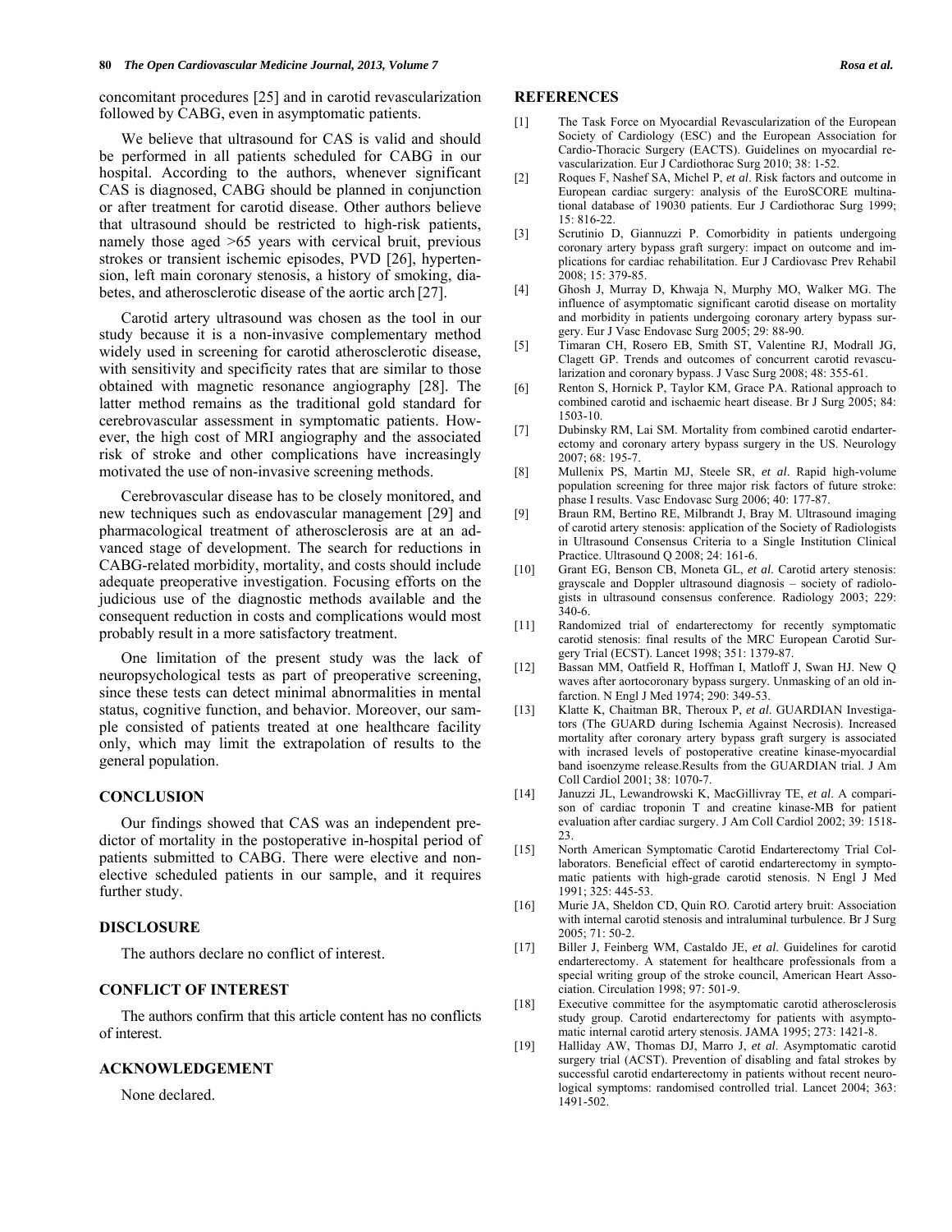concomitant procedures [25] and in carotid revascularization followed by CABG, even in asymptomatic patients.

We believe that ultrasound for CAS is valid and should be performed in all patients scheduled for CABG in our hospital. According to the authors, whenever significant CAS is diagnosed, CABG should be planned in conjunction or after treatment for carotid disease. Other authors believe that ultrasound should be restricted to high-risk patients, namely those aged >65 years with cervical bruit, previous strokes or transient ischemic episodes, PVD [26], hypertension, left main coronary stenosis, a history of smoking, diabetes, and atherosclerotic disease of the aortic arch [27].

Carotid artery ultrasound was chosen as the tool in our study because it is a non-invasive complementary method widely used in screening for carotid atherosclerotic disease, with sensitivity and specificity rates that are similar to those obtained with magnetic resonance angiography [28]. The latter method remains as the traditional gold standard for cerebrovascular assessment in symptomatic patients. However, the high cost of MRI angiography and the associated risk of stroke and other complications have increasingly motivated the use of non-invasive screening methods.

Cerebrovascular disease has to be closely monitored, and new techniques such as endovascular management [29] and pharmacological treatment of atherosclerosis are at an advanced stage of development. The search for reductions in CABG-related morbidity, mortality, and costs should include adequate preoperative investigation. Focusing efforts on the judicious use of the diagnostic methods available and the consequent reduction in costs and complications would most probably result in a more satisfactory treatment.

One limitation of the present study was the lack of neuropsychological tests as part of preoperative screening, since these tests can detect minimal abnormalities in mental status, cognitive function, and behavior. Moreover, our sample consisted of patients treated at one healthcare facility only, which may limit the extrapolation of results to the general population.

## CONCLUSION

Our findings showed that CAS was an independent predictor of mortality in the postoperative in-hospital period of patients submitted to CABG. There were elective and non-elective scheduled patients in our sample, and it requires further study.

## DISCLOSURE

The authors declare no conflict of interest.

## CONFLICT OF INTEREST

The authors confirm that this article content has no conflicts of interest.

## ACKNOWLEDGEMENT

None declared.

## REFERENCES

[1] The Task Force on Myocardial Revascularization of the European Society of Cardiology (ESC) and the European Association for Cardio-Thoracic Surgery (EACTS). Guidelines on myocardial revascularization. Eur J Cardiothorac Surg 2010; 38: 1-52.

[2] Roques F, Nashef SA, Michel P, *et al*. Risk factors and outcome in European cardiac surgery: analysis of the EuroSCORE multinational database of 19030 patients. Eur J Cardiothorac Surg 1999; 15: 816-22.

[3] Scrutinio D, Giannuzzi P. Comorbidity in patients undergoing coronary artery bypass graft surgery: impact on outcome and implications for cardiac rehabilitation. Eur J Cardiovasc Prev Rehabil 2008; 15: 379-85.

[4] Ghosh J, Murray D, Khwaja N, Murphy MO, Walker MG. The influence of asymptomatic significant carotid disease on mortality and morbidity in patients undergoing coronary artery bypass surgery. Eur J Vasc Endovasc Surg 2005; 29: 88-90.

[5] Timaran CH, Rosero EB, Smith ST, Valentine RJ, Modrall JG, Clagett GP. Trends and outcomes of concurrent carotid revascularization and coronary bypass. J Vasc Surg 2008; 48: 355-61.

[6] Renton S, Hornick P, Taylor KM, Grace PA. Rational approach to combined carotid and ischaemic heart disease. Br J Surg 2005; 84: 1503-10.

[7] Dubinsky RM, Lai SM. Mortality from combined carotid endarterectomy and coronary artery bypass surgery in the US. Neurology 2007; 68: 195-7.

[8] Mullenix PS, Martin MJ, Steele SR, *et al*. Rapid high-volume population screening for three major risk factors of future stroke: phase I results. Vasc Endovasc Surg 2006; 40: 177-87.

[9] Braun RM, Bertino RE, Milbrandt J, Bray M. Ultrasound imaging of carotid artery stenosis: application of the Society of Radiologists in Ultrasound Consensus Criteria to a Single Institution Clinical Practice. Ultrasound Q 2008; 24: 161-6.

[10] Grant EG, Benson CB, Moneta GL, *et al*. Carotid artery stenosis: grayscale and Doppler ultrasound diagnosis – society of radiologists in ultrasound consensus conference. Radiology 2003; 229: 340-6.

[11] Randomized trial of endarterectomy for recently symptomatic carotid stenosis: final results of the MRC European Carotid Surgery Trial (ECST). Lancet 1998; 351: 1379-87.

[12] Bassan MM, Oatfield R, Hoffman I, Matloff J, Swan HJ. New Q waves after aortocoronary bypass surgery. Unmasking of an old infarction. N Engl J Med 1974; 290: 349-53.

[13] Klatte K, Chaitman BR, Theroux P, *et al*. GUARDIAN Investigators (The GUARD during Ischemia Against Necrosis). Increased mortality after coronary artery bypass graft surgery is associated with incrased levels of postoperative creatine kinase-myocardial band isoenzyme release.Results from the GUARDIAN trial. J Am Coll Cardiol 2001; 38: 1070-7.

[14] Januzzi JL, Lewandrowski K, MacGillivray TE, *et al*. A comparison of cardiac troponin T and creatine kinase-MB for patient evaluation after cardiac surgery. J Am Coll Cardiol 2002; 39: 1518-23.

[15] North American Symptomatic Carotid Endarterectomy Trial Collaborators. Beneficial effect of carotid endarterectomy in symptomatic patients with high-grade carotid stenosis. N Engl J Med 1991; 325: 445-53.

[16] Murie JA, Sheldon CD, Quin RO. Carotid artery bruit: Association with internal carotid stenosis and intraluminal turbulence. Br J Surg 2005; 71: 50-2.

[17] Biller J, Feinberg WM, Castaldo JE, *et al*. Guidelines for carotid endarterectomy. A statement for healthcare professionals from a special writing group of the stroke council, American Heart Association. Circulation 1998; 97: 501-9.

[18] Executive committee for the asymptomatic carotid atherosclerosis study group. Carotid endarterectomy for patients with asymptomatic internal carotid artery stenosis. JAMA 1995; 273: 1421-8.

[19] Halliday AW, Thomas DJ, Marro J, *et al*. Asymptomatic carotid surgery trial (ACST). Prevention of disabling and fatal strokes by successful carotid endarterectomy in patients without recent neurological symptoms: randomised controlled trial. Lancet 2004; 363: 1491-502.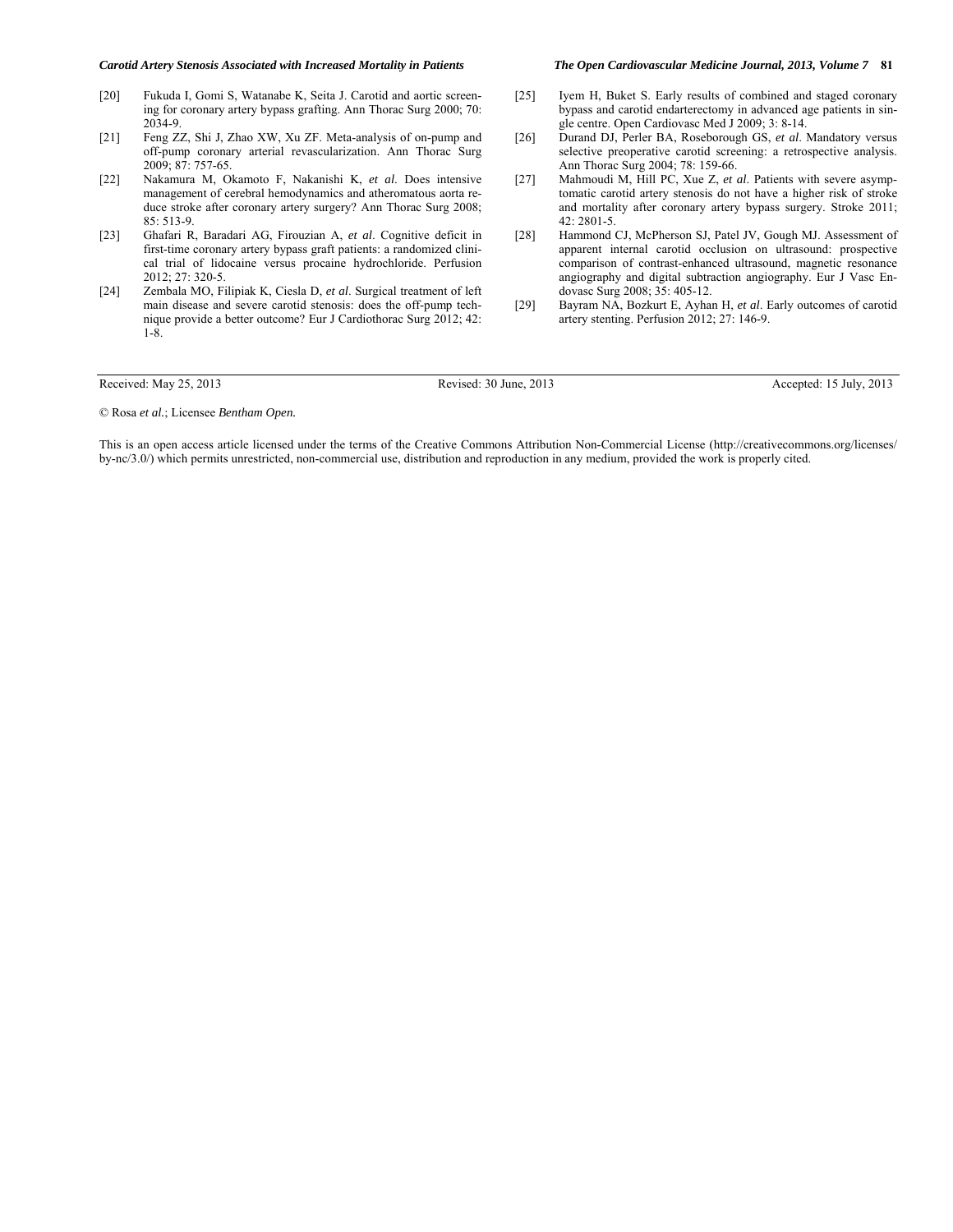[20] Fukuda I, Gomi S, Watanabe K, Seita J. Carotid and aortic screening for coronary artery bypass grafting. Ann Thorac Surg 2000; 70: 2034-9.

[21] Feng ZZ, Shi J, Zhao XW, Xu ZF. Meta-analysis of on-pump and off-pump coronary arterial revascularization. Ann Thorac Surg 2009; 87: 757-65.

[22] Nakamura M, Okamoto F, Nakanishi K, *et al*. Does intensive management of cerebral hemodynamics and atheromatous aorta reduce stroke after coronary artery surgery? Ann Thorac Surg 2008; 85: 513-9.

[23] Ghafari R, Baradari AG, Firouzian A, *et al*. Cognitive deficit in first-time coronary artery bypass graft patients: a randomized clinical trial of lidocaine versus procaine hydrochloride. Perfusion 2012; 27: 320-5.

[24] Zembala MO, Filipiak K, Ciesla D, *et al*. Surgical treatment of left main disease and severe carotid stenosis: does the off-pump technique provide a better outcome? Eur J Cardiothorac Surg 2012; 42: 1-8.

[25] Iyem H, Buket S. Early results of combined and staged coronary bypass and carotid endarterectomy in advanced age patients in single centre. Open Cardiovasc Med J 2009; 3: 8-14.

[26] Durand DJ, Perler BA, Roseborough GS, *et al*. Mandatory versus selective preoperative carotid screening: a retrospective analysis. Ann Thorac Surg 2004; 78: 159-66.

[27] Mahmoudi M, Hill PC, Xue Z, *et al*. Patients with severe asymptomatic carotid artery stenosis do not have a higher risk of stroke and mortality after coronary artery bypass surgery. Stroke 2011; 42: 2801-5.

[28] Hammond CJ, McPherson SJ, Patel JV, Gough MJ. Assessment of apparent internal carotid occlusion on ultrasound: prospective comparison of contrast-enhanced ultrasound, magnetic resonance angiography and digital subtraction angiography. Eur J Vasc Endovasc Surg 2008; 35: 405-12.

[29] Bayram NA, Bozkurt E, Ayhan H, *et al*. Early outcomes of carotid artery stenting. Perfusion 2012; 27: 146-9.

Received: May 25, 2013 Revised: 30 June, 2013 Accepted: 15 July, 2013

© Rosa *et al.*; Licensee *Bentham Open.*

This is an open access article licensed under the terms of the Creative Commons Attribution Non-Commercial License (http://creativecommons.org/licenses/by-nc/3.0/) which permits unrestricted, non-commercial use, distribution and reproduction in any medium, provided the work is properly cited.